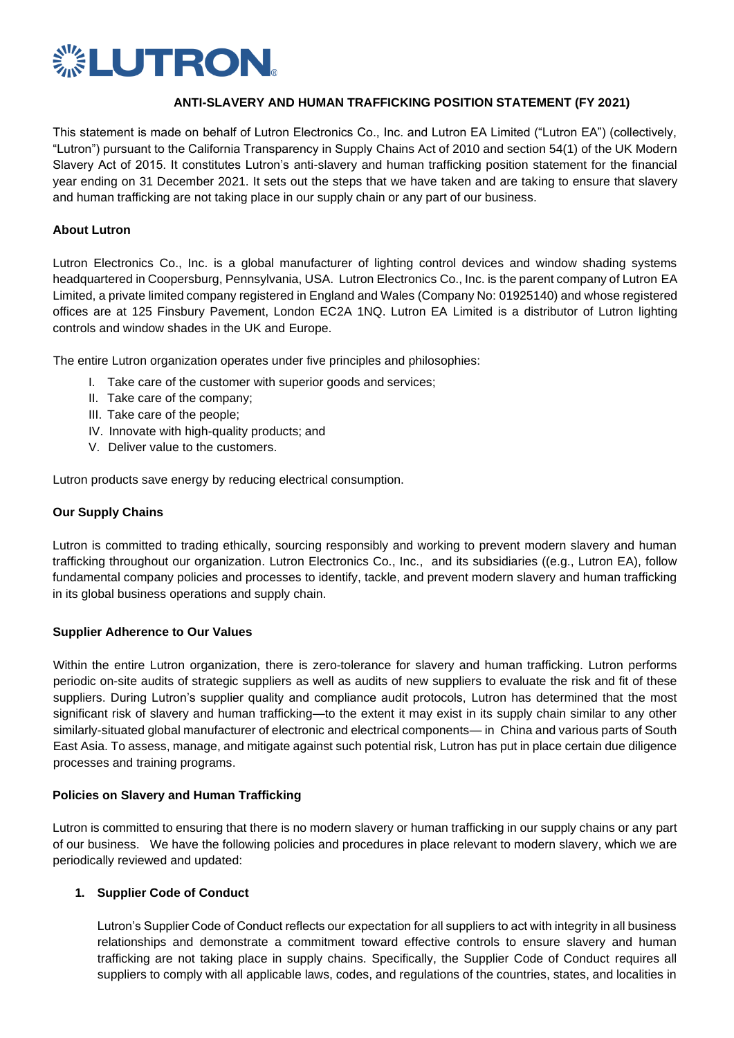# LUTRON

**ANTI-SLAVERY AND HUMAN TRAFFICKING POSITION STATEMENT (FY 2021)**

This statement is made on behalf of Lutron Electronics Co., Inc. and Lutron EA Limited ("Lutron EA") (collectively, "Lutron") pursuant to the California Transparency in Supply Chains Act of 2010 and section 54(1) of the UK Modern Slavery Act of 2015. It constitutes Lutron's anti-slavery and human trafficking position statement for the financial year ending on 31 December 2021. It sets out the steps that we have taken and are taking to ensure that slavery and human trafficking are not taking place in our supply chain or any part of our business.

**About Lutron**

Lutron Electronics Co., Inc. is a global manufacturer of lighting control devices and window shading systems headquartered in Coopersburg, Pennsylvania, USA. Lutron Electronics Co., Inc. is the parent company of Lutron EA Limited, a private limited company registered in England and Wales (Company No: 01925140) and whose registered offices are at 125 Finsbury Pavement, London EC2A 1NQ. Lutron EA Limited is a distributor of Lutron lighting controls and window shades in the UK and Europe.

The entire Lutron organization operates under five principles and philosophies:

I. Take care of the customer with superior goods and services;
II. Take care of the company;
III. Take care of the people;
IV. Innovate with high-quality products; and
V. Deliver value to the customers.

Lutron products save energy by reducing electrical consumption.

**Our Supply Chains**

Lutron is committed to trading ethically, sourcing responsibly and working to prevent modern slavery and human trafficking throughout our organization. Lutron Electronics Co., Inc., and its subsidiaries ((e.g., Lutron EA), follow fundamental company policies and processes to identify, tackle, and prevent modern slavery and human trafficking in its global business operations and supply chain.

**Supplier Adherence to Our Values**

Within the entire Lutron organization, there is zero-tolerance for slavery and human trafficking. Lutron performs periodic on-site audits of strategic suppliers as well as audits of new suppliers to evaluate the risk and fit of these suppliers. During Lutron's supplier quality and compliance audit protocols, Lutron has determined that the most significant risk of slavery and human trafficking—to the extent it may exist in its supply chain similar to any other similarly-situated global manufacturer of electronic and electrical components— in China and various parts of South East Asia. To assess, manage, and mitigate against such potential risk, Lutron has put in place certain due diligence processes and training programs.

**Policies on Slavery and Human Trafficking**

Lutron is committed to ensuring that there is no modern slavery or human trafficking in our supply chains or any part of our business. We have the following policies and procedures in place relevant to modern slavery, which we are periodically reviewed and updated:

1. **Supplier Code of Conduct**

   Lutron's Supplier Code of Conduct reflects our expectation for all suppliers to act with integrity in all business relationships and demonstrate a commitment toward effective controls to ensure slavery and human trafficking are not taking place in supply chains. Specifically, the Supplier Code of Conduct requires all suppliers to comply with all applicable laws, codes, and regulations of the countries, states, and localities in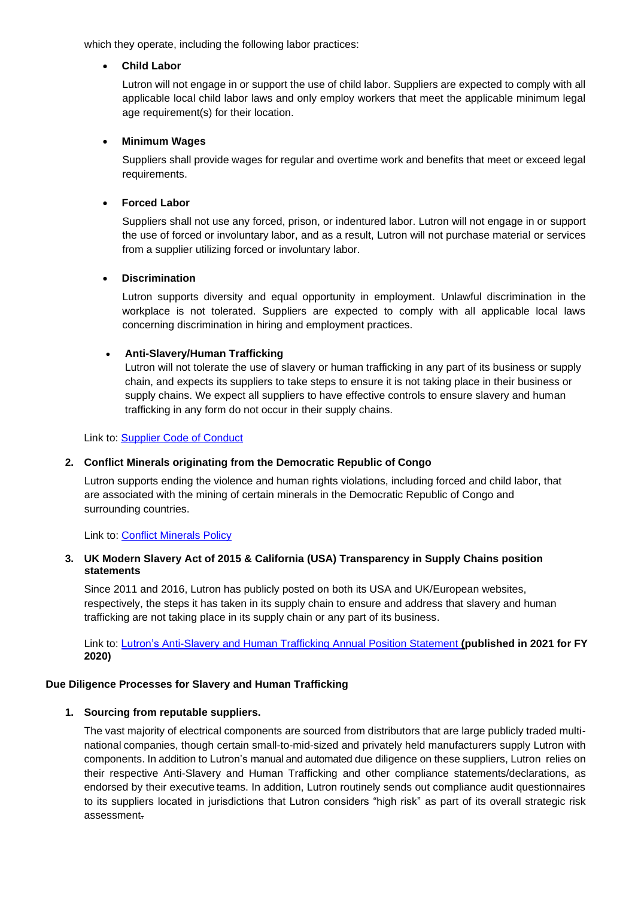which they operate, including the following labor practices:

- **Child Labor**

  Lutron will not engage in or support the use of child labor. Suppliers are expected to comply with all applicable local child labor laws and only employ workers that meet the applicable minimum legal age requirement(s) for their location.

- **Minimum Wages**

  Suppliers shall provide wages for regular and overtime work and benefits that meet or exceed legal requirements.

- **Forced Labor**

  Suppliers shall not use any forced, prison, or indentured labor. Lutron will not engage in or support the use of forced or involuntary labor, and as a result, Lutron will not purchase material or services from a supplier utilizing forced or involuntary labor.

- **Discrimination**

  Lutron supports diversity and equal opportunity in employment. Unlawful discrimination in the workplace is not tolerated. Suppliers are expected to comply with all applicable local laws concerning discrimination in hiring and employment practices.

- **Anti-Slavery/Human Trafficking**

  Lutron will not tolerate the use of slavery or human trafficking in any part of its business or supply chain, and expects its suppliers to take steps to ensure it is not taking place in their business or supply chains. We expect all suppliers to have effective controls to ensure slavery and human trafficking in any form do not occur in their supply chains.

Link to: [Supplier Code of Conduct]()

2. **Conflict Minerals originating from the Democratic Republic of Congo**

   Lutron supports ending the violence and human rights violations, including forced and child labor, that are associated with the mining of certain minerals in the Democratic Republic of Congo and surrounding countries.

   Link to: [Conflict Minerals Policy]()

3. **UK Modern Slavery Act of 2015 & California (USA) Transparency in Supply Chains position statements**

   Since 2011 and 2016, Lutron has publicly posted on both its USA and UK/European websites, respectively, the steps it has taken in its supply chain to ensure and address that slavery and human trafficking are not taking place in its supply chain or any part of its business.

   Link to: [Lutron's Anti-Slavery and Human Trafficking Annual Position Statement]() **(published in 2021 for FY 2020)**

**Due Diligence Processes for Slavery and Human Trafficking**

1. **Sourcing from reputable suppliers.**

   The vast majority of electrical components are sourced from distributors that are large publicly traded multi-national companies, though certain small-to-mid-sized and privately held manufacturers supply Lutron with components. In addition to Lutron's manual and automated due diligence on these suppliers, Lutron relies on their respective Anti-Slavery and Human Trafficking and other compliance statements/declarations, as endorsed by their executive teams. In addition, Lutron routinely sends out compliance audit questionnaires to its suppliers located in jurisdictions that Lutron considers "high risk" as part of its overall strategic risk assessment.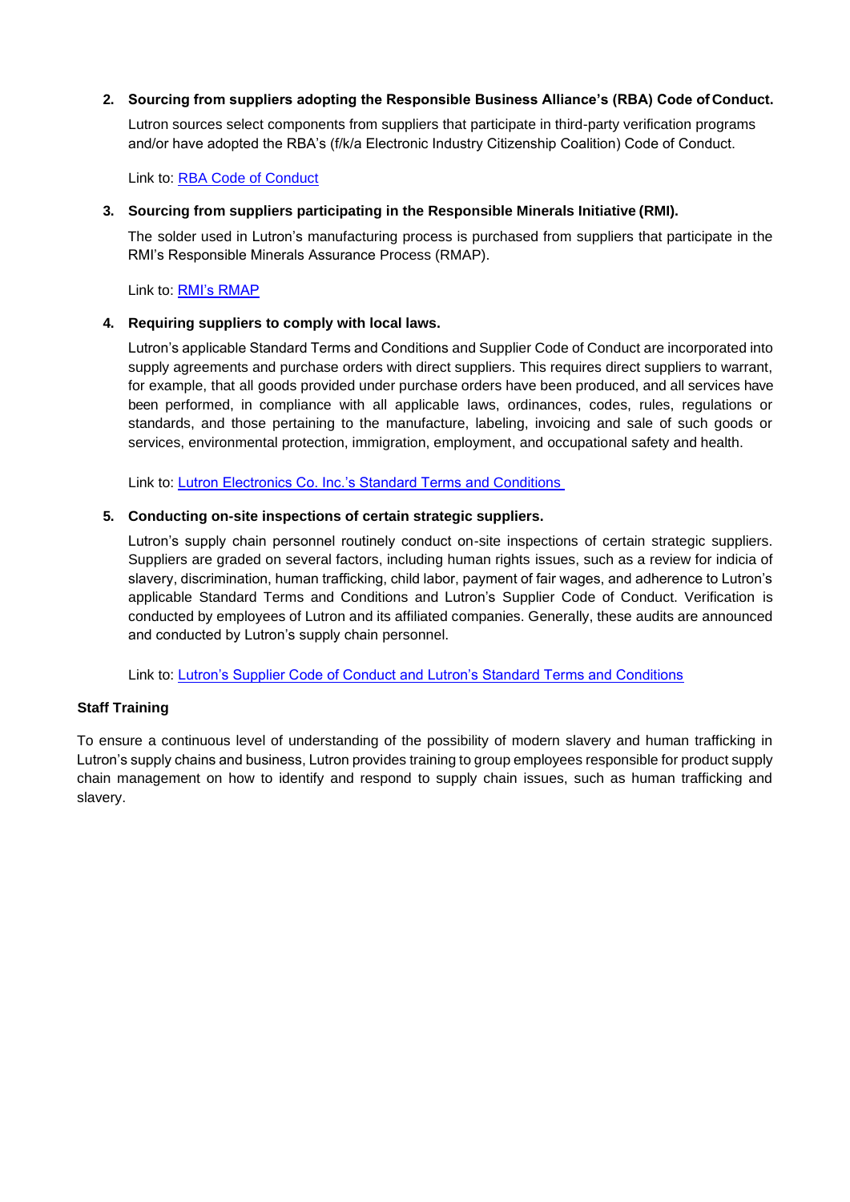2. **Sourcing from suppliers adopting the Responsible Business Alliance's (RBA) Code of Conduct.**

   Lutron sources select components from suppliers that participate in third-party verification programs and/or have adopted the RBA's (f/k/a Electronic Industry Citizenship Coalition) Code of Conduct.

   Link to: RBA Code of Conduct

3. **Sourcing from suppliers participating in the Responsible Minerals Initiative (RMI).**

   The solder used in Lutron's manufacturing process is purchased from suppliers that participate in the RMI's Responsible Minerals Assurance Process (RMAP).

   Link to: RMI's RMAP

4. **Requiring suppliers to comply with local laws.**

   Lutron's applicable Standard Terms and Conditions and Supplier Code of Conduct are incorporated into supply agreements and purchase orders with direct suppliers. This requires direct suppliers to warrant, for example, that all goods provided under purchase orders have been produced, and all services have been performed, in compliance with all applicable laws, ordinances, codes, rules, regulations or standards, and those pertaining to the manufacture, labeling, invoicing and sale of such goods or services, environmental protection, immigration, employment, and occupational safety and health.

   Link to: Lutron Electronics Co. Inc.'s Standard Terms and Conditions

5. **Conducting on-site inspections of certain strategic suppliers.**

   Lutron's supply chain personnel routinely conduct on-site inspections of certain strategic suppliers. Suppliers are graded on several factors, including human rights issues, such as a review for indicia of slavery, discrimination, human trafficking, child labor, payment of fair wages, and adherence to Lutron's applicable Standard Terms and Conditions and Lutron's Supplier Code of Conduct. Verification is conducted by employees of Lutron and its affiliated companies. Generally, these audits are announced and conducted by Lutron's supply chain personnel.

   Link to: Lutron's Supplier Code of Conduct and Lutron's Standard Terms and Conditions

**Staff Training**

To ensure a continuous level of understanding of the possibility of modern slavery and human trafficking in Lutron's supply chains and business, Lutron provides training to group employees responsible for product supply chain management on how to identify and respond to supply chain issues, such as human trafficking and slavery.